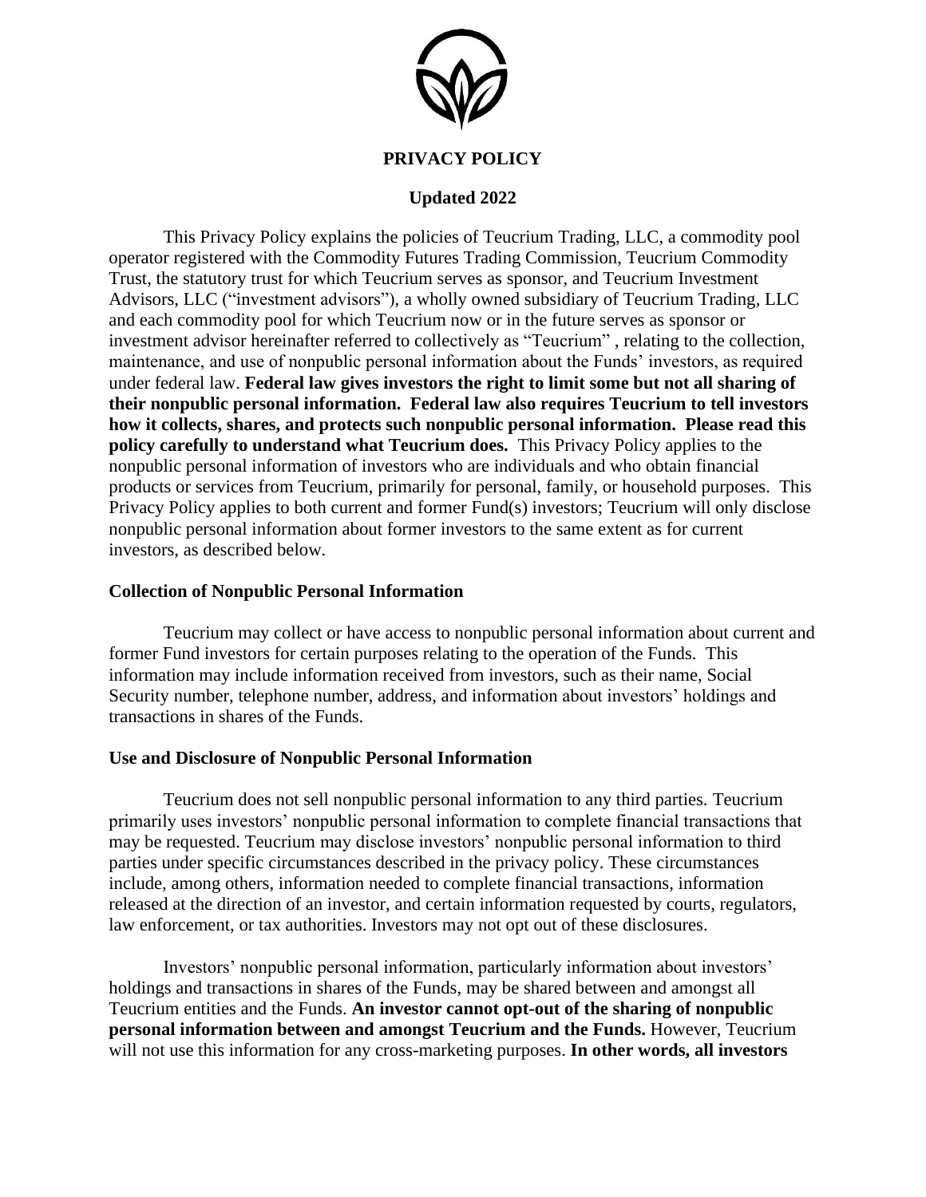# PRIVACY POLICY

## Updated 2022

This Privacy Policy explains the policies of Teucrium Trading, LLC, a commodity pool operator registered with the Commodity Futures Trading Commission, Teucrium Commodity Trust, the statutory trust for which Teucrium serves as sponsor, and Teucrium Investment Advisors, LLC ("investment advisors"), a wholly owned subsidiary of Teucrium Trading, LLC and each commodity pool for which Teucrium now or in the future serves as sponsor or investment advisor hereinafter referred to collectively as "Teucrium" , relating to the collection, maintenance, and use of nonpublic personal information about the Funds' investors, as required under federal law. **Federal law gives investors the right to limit some but not all sharing of their nonpublic personal information. Federal law also requires Teucrium to tell investors how it collects, shares, and protects such nonpublic personal information. Please read this policy carefully to understand what Teucrium does.** This Privacy Policy applies to the nonpublic personal information of investors who are individuals and who obtain financial products or services from Teucrium, primarily for personal, family, or household purposes. This Privacy Policy applies to both current and former Fund(s) investors; Teucrium will only disclose nonpublic personal information about former investors to the same extent as for current investors, as described below.

### Collection of Nonpublic Personal Information

Teucrium may collect or have access to nonpublic personal information about current and former Fund investors for certain purposes relating to the operation of the Funds. This information may include information received from investors, such as their name, Social Security number, telephone number, address, and information about investors' holdings and transactions in shares of the Funds.

### Use and Disclosure of Nonpublic Personal Information

Teucrium does not sell nonpublic personal information to any third parties. Teucrium primarily uses investors' nonpublic personal information to complete financial transactions that may be requested. Teucrium may disclose investors' nonpublic personal information to third parties under specific circumstances described in the privacy policy. These circumstances include, among others, information needed to complete financial transactions, information released at the direction of an investor, and certain information requested by courts, regulators, law enforcement, or tax authorities. Investors may not opt out of these disclosures.

Investors' nonpublic personal information, particularly information about investors' holdings and transactions in shares of the Funds, may be shared between and amongst all Teucrium entities and the Funds. **An investor cannot opt-out of the sharing of nonpublic personal information between and amongst Teucrium and the Funds.** However, Teucrium will not use this information for any cross-marketing purposes. **In other words, all investors**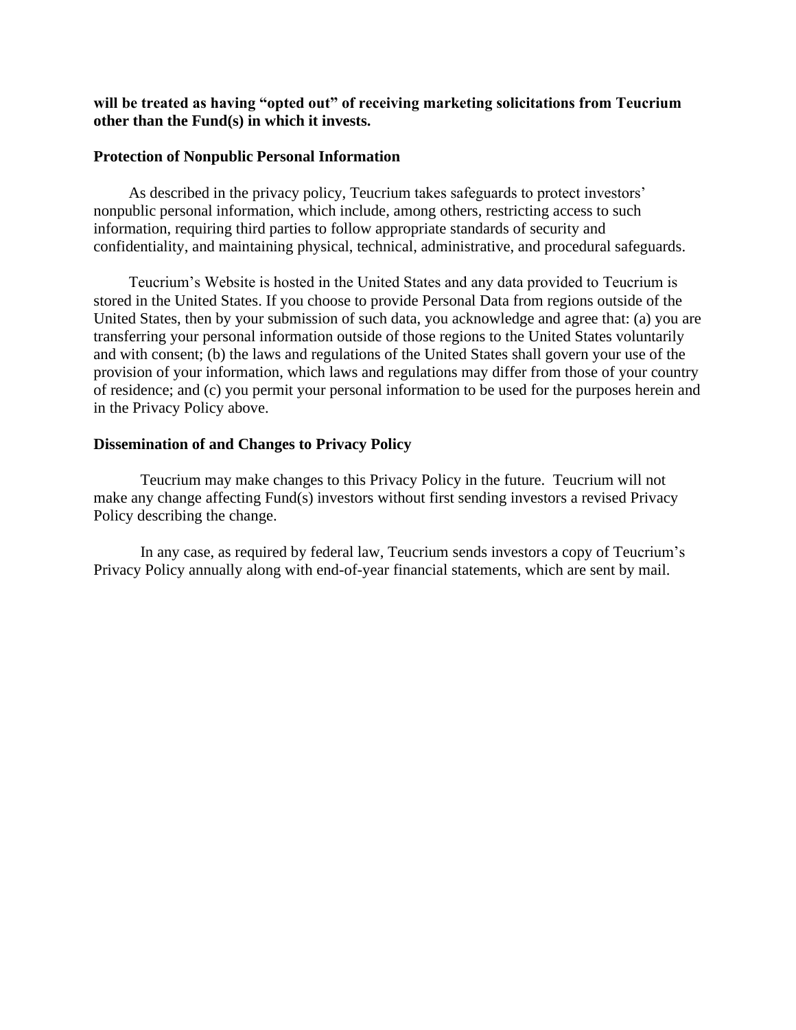**will be treated as having "opted out" of receiving marketing solicitations from Teucrium other than the Fund(s) in which it invests.**

### Protection of Nonpublic Personal Information

As described in the privacy policy, Teucrium takes safeguards to protect investors' nonpublic personal information, which include, among others, restricting access to such information, requiring third parties to follow appropriate standards of security and confidentiality, and maintaining physical, technical, administrative, and procedural safeguards.

Teucrium's Website is hosted in the United States and any data provided to Teucrium is stored in the United States. If you choose to provide Personal Data from regions outside of the United States, then by your submission of such data, you acknowledge and agree that: (a) you are transferring your personal information outside of those regions to the United States voluntarily and with consent; (b) the laws and regulations of the United States shall govern your use of the provision of your information, which laws and regulations may differ from those of your country of residence; and (c) you permit your personal information to be used for the purposes herein and in the Privacy Policy above.

### Dissemination of and Changes to Privacy Policy

Teucrium may make changes to this Privacy Policy in the future. Teucrium will not make any change affecting Fund(s) investors without first sending investors a revised Privacy Policy describing the change.

In any case, as required by federal law, Teucrium sends investors a copy of Teucrium's Privacy Policy annually along with end-of-year financial statements, which are sent by mail.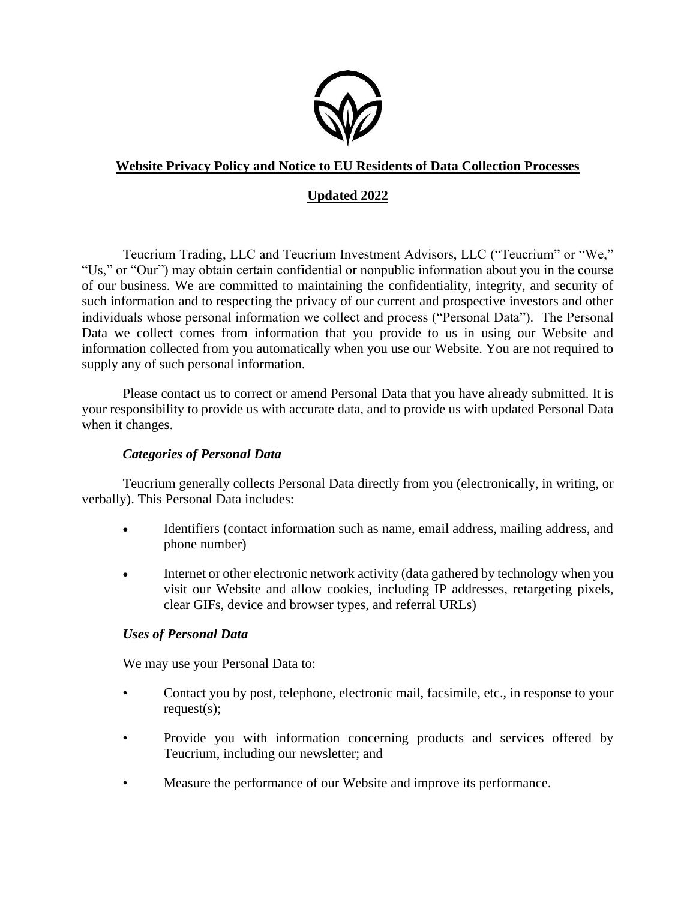**Website Privacy Policy and Notice to EU Residents of Data Collection Processes**

**Updated 2022**

Teucrium Trading, LLC and Teucrium Investment Advisors, LLC ("Teucrium" or "We," "Us," or "Our") may obtain certain confidential or nonpublic information about you in the course of our business. We are committed to maintaining the confidentiality, integrity, and security of such information and to respecting the privacy of our current and prospective investors and other individuals whose personal information we collect and process ("Personal Data"). The Personal Data we collect comes from information that you provide to us in using our Website and information collected from you automatically when you use our Website. You are not required to supply any of such personal information.

Please contact us to correct or amend Personal Data that you have already submitted. It is your responsibility to provide us with accurate data, and to provide us with updated Personal Data when it changes.

***Categories of Personal Data***

Teucrium generally collects Personal Data directly from you (electronically, in writing, or verbally). This Personal Data includes:

- Identifiers (contact information such as name, email address, mailing address, and phone number)
- Internet or other electronic network activity (data gathered by technology when you visit our Website and allow cookies, including IP addresses, retargeting pixels, clear GIFs, device and browser types, and referral URLs)

***Uses of Personal Data***

We may use your Personal Data to:

- Contact you by post, telephone, electronic mail, facsimile, etc., in response to your request(s);
- Provide you with information concerning products and services offered by Teucrium, including our newsletter; and
- Measure the performance of our Website and improve its performance.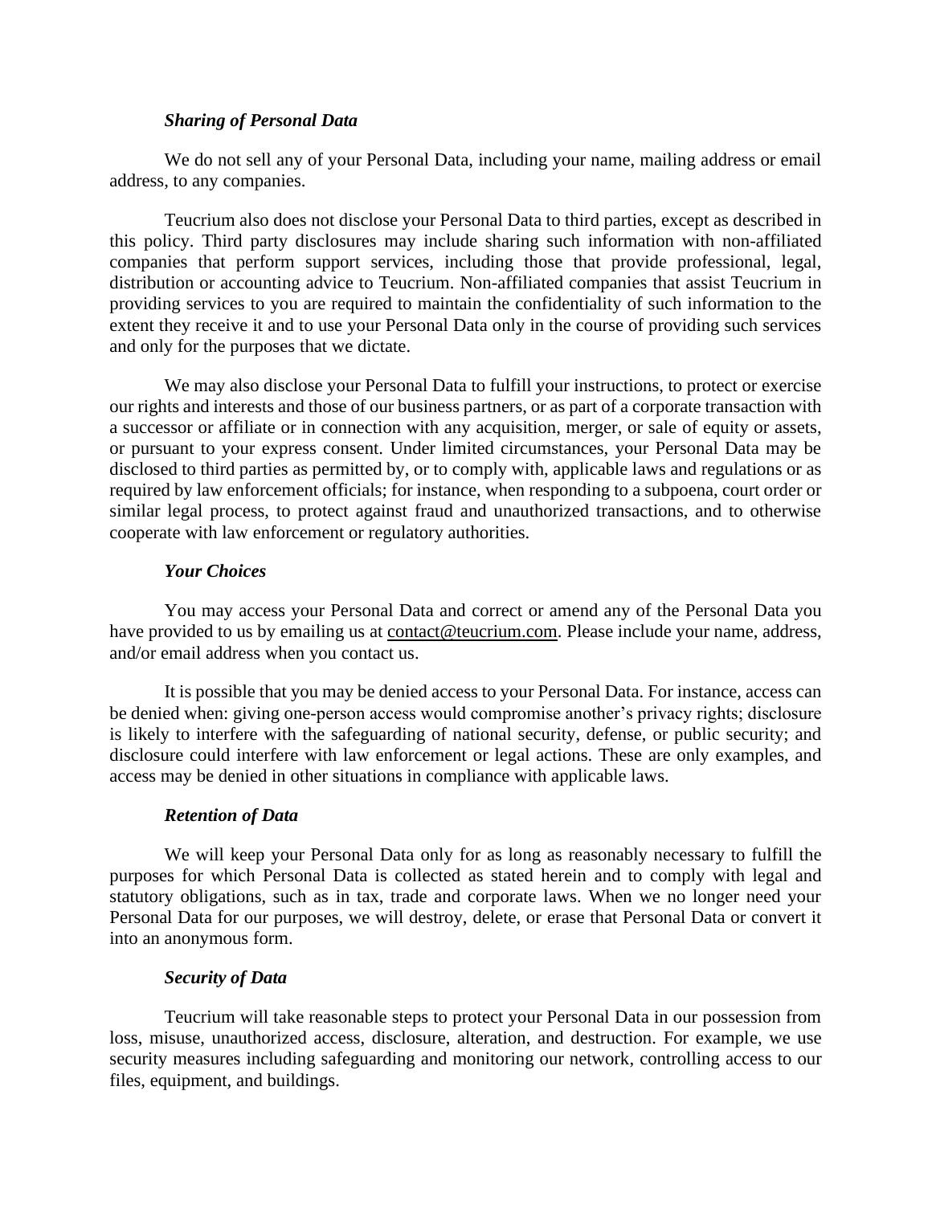### *Sharing of Personal Data*

We do not sell any of your Personal Data, including your name, mailing address or email address, to any companies.

Teucrium also does not disclose your Personal Data to third parties, except as described in this policy. Third party disclosures may include sharing such information with non-affiliated companies that perform support services, including those that provide professional, legal, distribution or accounting advice to Teucrium. Non-affiliated companies that assist Teucrium in providing services to you are required to maintain the confidentiality of such information to the extent they receive it and to use your Personal Data only in the course of providing such services and only for the purposes that we dictate.

We may also disclose your Personal Data to fulfill your instructions, to protect or exercise our rights and interests and those of our business partners, or as part of a corporate transaction with a successor or affiliate or in connection with any acquisition, merger, or sale of equity or assets, or pursuant to your express consent. Under limited circumstances, your Personal Data may be disclosed to third parties as permitted by, or to comply with, applicable laws and regulations or as required by law enforcement officials; for instance, when responding to a subpoena, court order or similar legal process, to protect against fraud and unauthorized transactions, and to otherwise cooperate with law enforcement or regulatory authorities.

### *Your Choices*

You may access your Personal Data and correct or amend any of the Personal Data you have provided to us by emailing us at contact@teucrium.com. Please include your name, address, and/or email address when you contact us.

It is possible that you may be denied access to your Personal Data. For instance, access can be denied when: giving one-person access would compromise another's privacy rights; disclosure is likely to interfere with the safeguarding of national security, defense, or public security; and disclosure could interfere with law enforcement or legal actions. These are only examples, and access may be denied in other situations in compliance with applicable laws.

### *Retention of Data*

We will keep your Personal Data only for as long as reasonably necessary to fulfill the purposes for which Personal Data is collected as stated herein and to comply with legal and statutory obligations, such as in tax, trade and corporate laws. When we no longer need your Personal Data for our purposes, we will destroy, delete, or erase that Personal Data or convert it into an anonymous form.

### *Security of Data*

Teucrium will take reasonable steps to protect your Personal Data in our possession from loss, misuse, unauthorized access, disclosure, alteration, and destruction. For example, we use security measures including safeguarding and monitoring our network, controlling access to our files, equipment, and buildings.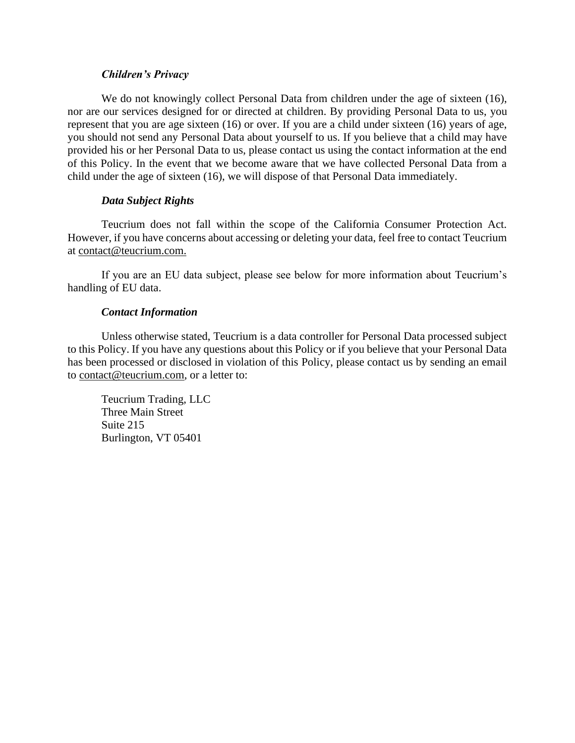***Children's Privacy***

We do not knowingly collect Personal Data from children under the age of sixteen (16), nor are our services designed for or directed at children. By providing Personal Data to us, you represent that you are age sixteen (16) or over. If you are a child under sixteen (16) years of age, you should not send any Personal Data about yourself to us. If you believe that a child may have provided his or her Personal Data to us, please contact us using the contact information at the end of this Policy. In the event that we become aware that we have collected Personal Data from a child under the age of sixteen (16), we will dispose of that Personal Data immediately.

***Data Subject Rights***

Teucrium does not fall within the scope of the California Consumer Protection Act. However, if you have concerns about accessing or deleting your data, feel free to contact Teucrium at contact@teucrium.com.

If you are an EU data subject, please see below for more information about Teucrium's handling of EU data.

***Contact Information***

Unless otherwise stated, Teucrium is a data controller for Personal Data processed subject to this Policy. If you have any questions about this Policy or if you believe that your Personal Data has been processed or disclosed in violation of this Policy, please contact us by sending an email to contact@teucrium.com, or a letter to:

Teucrium Trading, LLC
Three Main Street
Suite 215
Burlington, VT 05401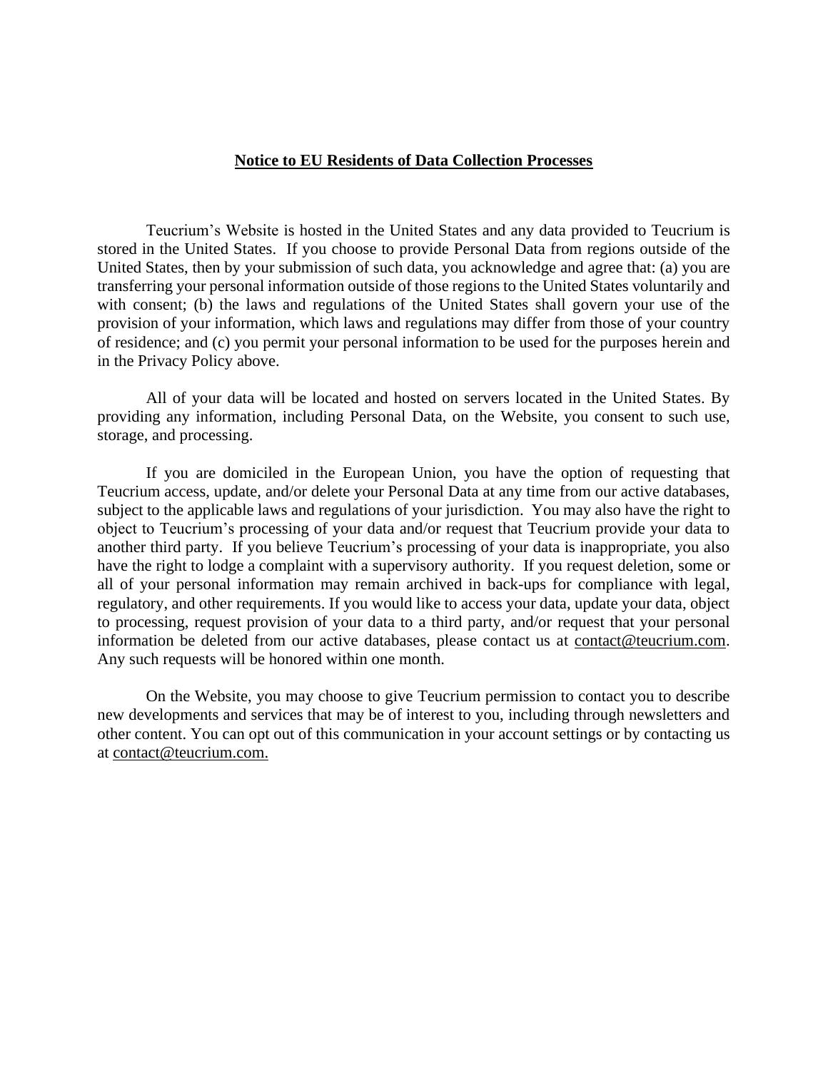## Notice to EU Residents of Data Collection Processes

Teucrium's Website is hosted in the United States and any data provided to Teucrium is stored in the United States. If you choose to provide Personal Data from regions outside of the United States, then by your submission of such data, you acknowledge and agree that: (a) you are transferring your personal information outside of those regions to the United States voluntarily and with consent; (b) the laws and regulations of the United States shall govern your use of the provision of your information, which laws and regulations may differ from those of your country of residence; and (c) you permit your personal information to be used for the purposes herein and in the Privacy Policy above.

All of your data will be located and hosted on servers located in the United States. By providing any information, including Personal Data, on the Website, you consent to such use, storage, and processing.

If you are domiciled in the European Union, you have the option of requesting that Teucrium access, update, and/or delete your Personal Data at any time from our active databases, subject to the applicable laws and regulations of your jurisdiction. You may also have the right to object to Teucrium's processing of your data and/or request that Teucrium provide your data to another third party. If you believe Teucrium's processing of your data is inappropriate, you also have the right to lodge a complaint with a supervisory authority. If you request deletion, some or all of your personal information may remain archived in back-ups for compliance with legal, regulatory, and other requirements. If you would like to access your data, update your data, object to processing, request provision of your data to a third party, and/or request that your personal information be deleted from our active databases, please contact us at contact@teucrium.com. Any such requests will be honored within one month.

On the Website, you may choose to give Teucrium permission to contact you to describe new developments and services that may be of interest to you, including through newsletters and other content. You can opt out of this communication in your account settings or by contacting us at contact@teucrium.com.